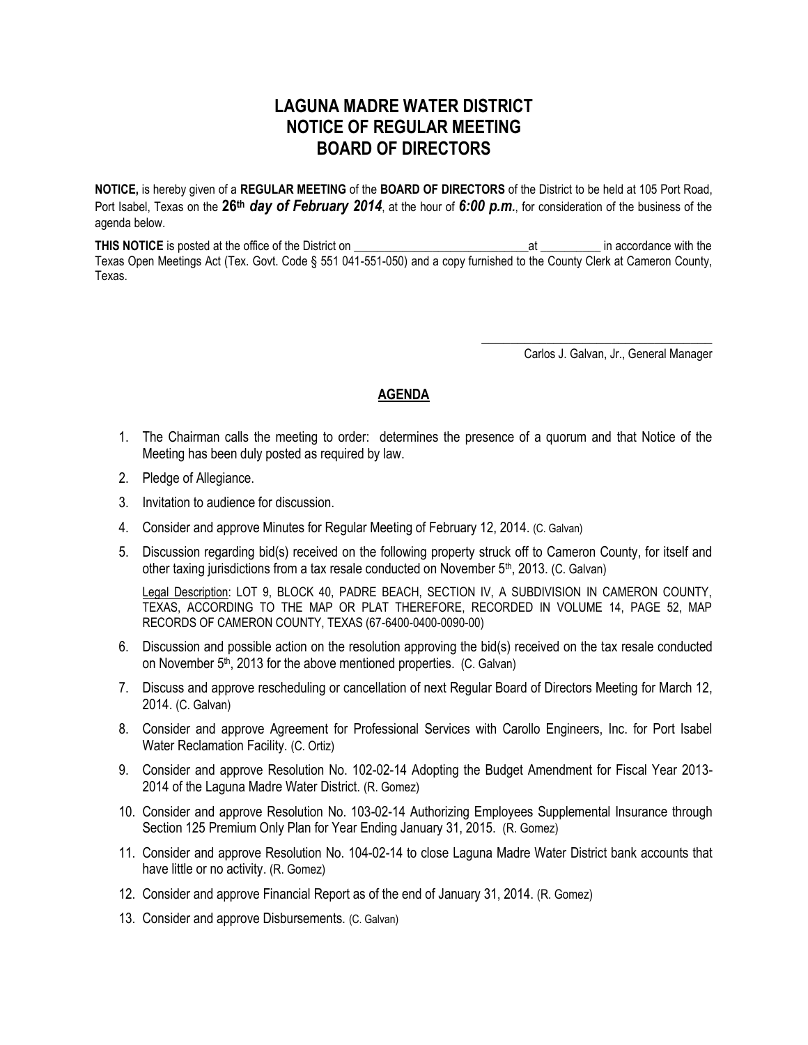# LAGUNA MADRE WATER DISTRICT
# NOTICE OF REGULAR MEETING
# BOARD OF DIRECTORS

**NOTICE,** is hereby given of a **REGULAR MEETING** of the **BOARD OF DIRECTORS** of the District to be held at 105 Port Road, Port Isabel, Texas on the **26th** ***day of February 2014***, at the hour of ***6:00 p.m.***, for consideration of the business of the agenda below.

**THIS NOTICE** is posted at the office of the District on \_\_\_\_\_\_\_\_\_\_\_\_\_\_\_\_\_\_\_\_\_\_\_\_\_\_\_\_\_ at \_\_\_\_\_\_\_\_\_\_ in accordance with the Texas Open Meetings Act (Tex. Govt. Code § 551 041-551-050) and a copy furnished to the County Clerk at Cameron County, Texas.

\_\_\_\_\_\_\_\_\_\_\_\_\_\_\_\_\_\_\_\_\_\_\_\_\_\_\_\_\_\_\_\_\_\_\_
Carlos J. Galvan, Jr., General Manager

## AGENDA

1. The Chairman calls the meeting to order: determines the presence of a quorum and that Notice of the Meeting has been duly posted as required by law.
2. Pledge of Allegiance.
3. Invitation to audience for discussion.
4. Consider and approve Minutes for Regular Meeting of February 12, 2014. (C. Galvan)
5. Discussion regarding bid(s) received on the following property struck off to Cameron County, for itself and other taxing jurisdictions from a tax resale conducted on November 5th, 2013. (C. Galvan)

   Legal Description: LOT 9, BLOCK 40, PADRE BEACH, SECTION IV, A SUBDIVISION IN CAMERON COUNTY, TEXAS, ACCORDING TO THE MAP OR PLAT THEREFORE, RECORDED IN VOLUME 14, PAGE 52, MAP RECORDS OF CAMERON COUNTY, TEXAS (67-6400-0400-0090-00)

6. Discussion and possible action on the resolution approving the bid(s) received on the tax resale conducted on November 5th, 2013 for the above mentioned properties. (C. Galvan)
7. Discuss and approve rescheduling or cancellation of next Regular Board of Directors Meeting for March 12, 2014. (C. Galvan)
8. Consider and approve Agreement for Professional Services with Carollo Engineers, Inc. for Port Isabel Water Reclamation Facility. (C. Ortiz)
9. Consider and approve Resolution No. 102-02-14 Adopting the Budget Amendment for Fiscal Year 2013-2014 of the Laguna Madre Water District. (R. Gomez)
10. Consider and approve Resolution No. 103-02-14 Authorizing Employees Supplemental Insurance through Section 125 Premium Only Plan for Year Ending January 31, 2015. (R. Gomez)
11. Consider and approve Resolution No. 104-02-14 to close Laguna Madre Water District bank accounts that have little or no activity. (R. Gomez)
12. Consider and approve Financial Report as of the end of January 31, 2014. (R. Gomez)
13. Consider and approve Disbursements. (C. Galvan)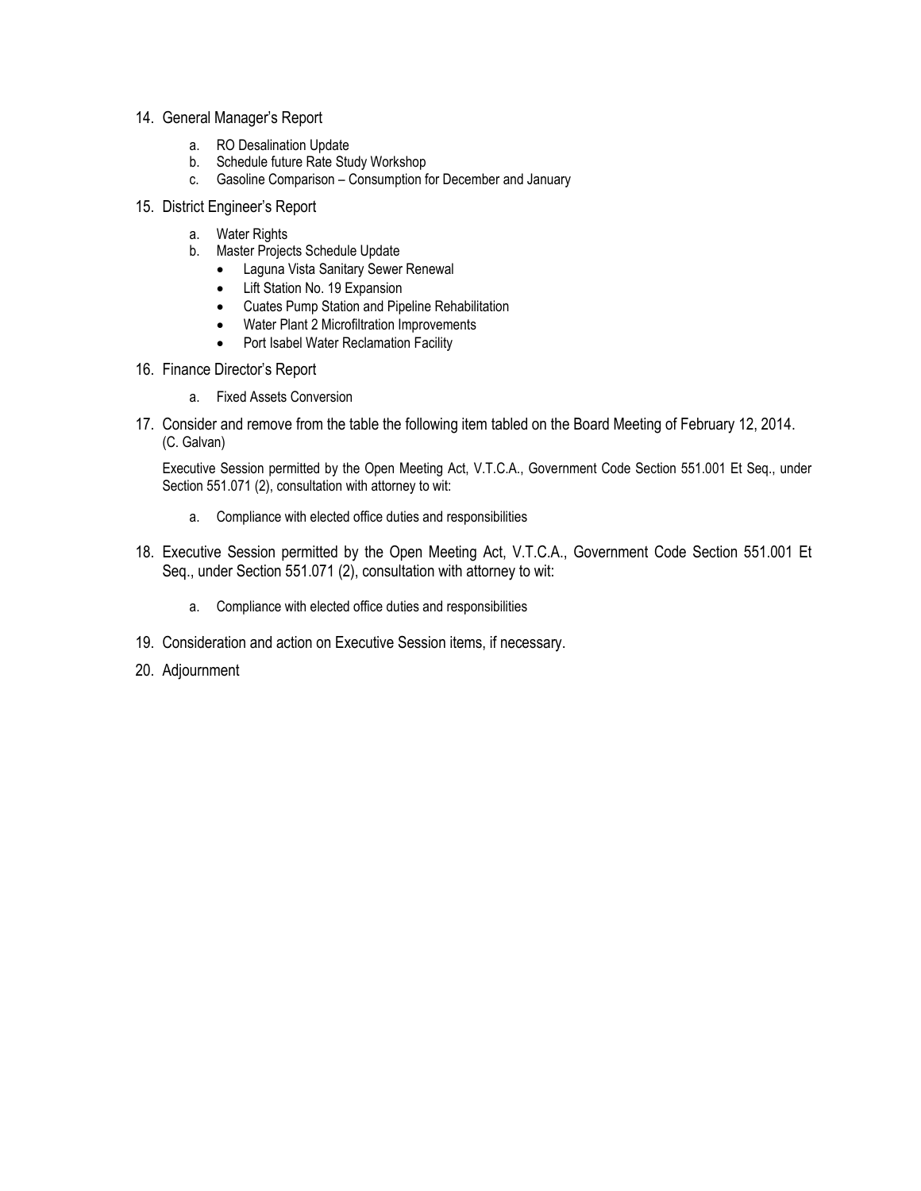14. General Manager's Report

    a. RO Desalination Update
    b. Schedule future Rate Study Workshop
    c. Gasoline Comparison – Consumption for December and January

15. District Engineer's Report

    a. Water Rights
    b. Master Projects Schedule Update
        - Laguna Vista Sanitary Sewer Renewal
        - Lift Station No. 19 Expansion
        - Cuates Pump Station and Pipeline Rehabilitation
        - Water Plant 2 Microfiltration Improvements
        - Port Isabel Water Reclamation Facility

16. Finance Director's Report

    a. Fixed Assets Conversion

17. Consider and remove from the table the following item tabled on the Board Meeting of February 12, 2014. (C. Galvan)

    Executive Session permitted by the Open Meeting Act, V.T.C.A., Government Code Section 551.001 Et Seq., under Section 551.071 (2), consultation with attorney to wit:

    a. Compliance with elected office duties and responsibilities

18. Executive Session permitted by the Open Meeting Act, V.T.C.A., Government Code Section 551.001 Et Seq., under Section 551.071 (2), consultation with attorney to wit:

    a. Compliance with elected office duties and responsibilities

19. Consideration and action on Executive Session items, if necessary.

20. Adjournment